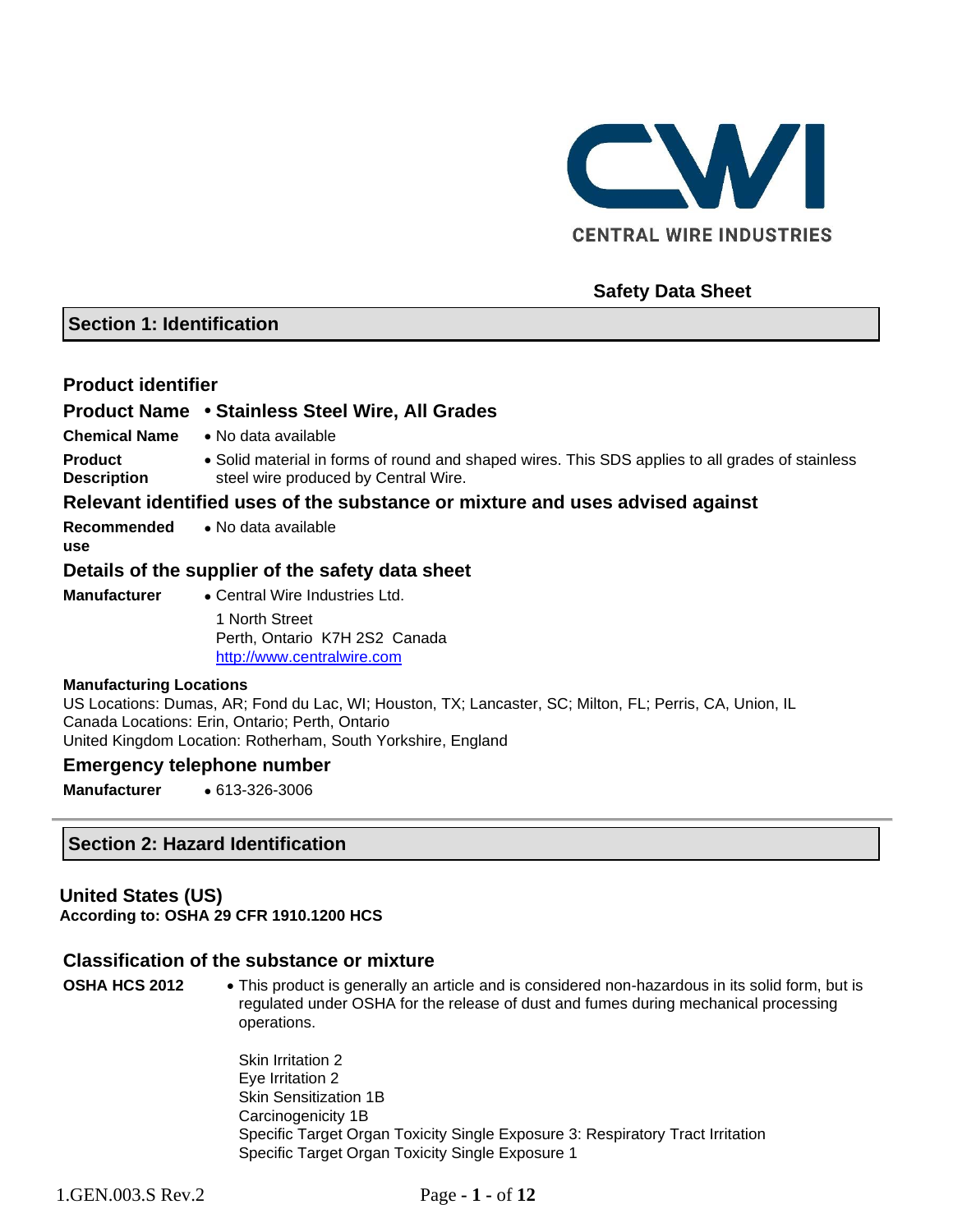CENTRAL WIRE INDUSTRIES

**Safety Data Sheet**

## Section 1: Identification

### Product identifier

**Product Name** • **Stainless Steel Wire, All Grades**

**Chemical Name** • No data available

**Product Description** • Solid material in forms of round and shaped wires. This SDS applies to all grades of stainless steel wire produced by Central Wire.

### Relevant identified uses of the substance or mixture and uses advised against

**Recommended use** • No data available

### Details of the supplier of the safety data sheet

**Manufacturer** • Central Wire Industries Ltd.
1 North Street
Perth, Ontario K7H 2S2 Canada
http://www.centralwire.com

**Manufacturing Locations**
US Locations: Dumas, AR; Fond du Lac, WI; Houston, TX; Lancaster, SC; Milton, FL; Perris, CA, Union, IL
Canada Locations: Erin, Ontario; Perth, Ontario
United Kingdom Location: Rotherham, South Yorkshire, England

### Emergency telephone number

**Manufacturer** • 613-326-3006

## Section 2: Hazard Identification

### United States (US)

**According to: OSHA 29 CFR 1910.1200 HCS**

### Classification of the substance or mixture

**OSHA HCS 2012** • This product is generally an article and is considered non-hazardous in its solid form, but is regulated under OSHA for the release of dust and fumes during mechanical processing operations.

Skin Irritation 2
Eye Irritation 2
Skin Sensitization 1B
Carcinogenicity 1B
Specific Target Organ Toxicity Single Exposure 3: Respiratory Tract Irritation
Specific Target Organ Toxicity Single Exposure 1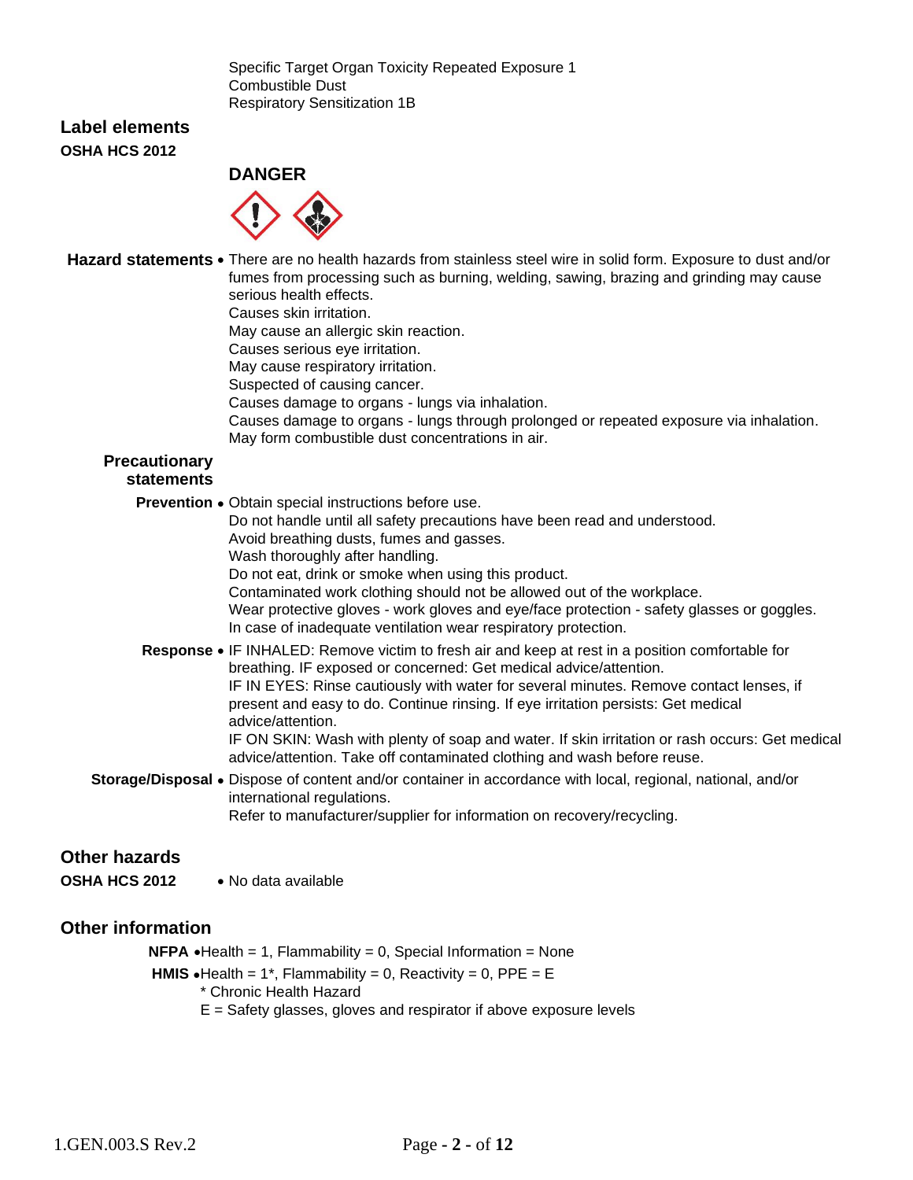Specific Target Organ Toxicity Repeated Exposure 1
Combustible Dust
Respiratory Sensitization 1B

## Label elements

**OSHA HCS 2012**

**DANGER**

**Hazard statements**

- There are no health hazards from stainless steel wire in solid form. Exposure to dust and/or fumes from processing such as burning, welding, sawing, brazing and grinding may cause serious health effects.
  Causes skin irritation.
  May cause an allergic skin reaction.
  Causes serious eye irritation.
  May cause respiratory irritation.
  Suspected of causing cancer.
  Causes damage to organs - lungs via inhalation.
  Causes damage to organs - lungs through prolonged or repeated exposure via inhalation.
  May form combustible dust concentrations in air.

**Precautionary statements**

**Prevention**

- Obtain special instructions before use.
  Do not handle until all safety precautions have been read and understood.
  Avoid breathing dusts, fumes and gasses.
  Wash thoroughly after handling.
  Do not eat, drink or smoke when using this product.
  Contaminated work clothing should not be allowed out of the workplace.
  Wear protective gloves - work gloves and eye/face protection - safety glasses or goggles.
  In case of inadequate ventilation wear respiratory protection.

**Response**

- IF INHALED: Remove victim to fresh air and keep at rest in a position comfortable for breathing. IF exposed or concerned: Get medical advice/attention.
  IF IN EYES: Rinse cautiously with water for several minutes. Remove contact lenses, if present and easy to do. Continue rinsing. If eye irritation persists: Get medical advice/attention.
  IF ON SKIN: Wash with plenty of soap and water. If skin irritation or rash occurs: Get medical advice/attention. Take off contaminated clothing and wash before reuse.

**Storage/Disposal**

- Dispose of content and/or container in accordance with local, regional, national, and/or international regulations.
  Refer to manufacturer/supplier for information on recovery/recycling.

## Other hazards

**OSHA HCS 2012**

- No data available

## Other information

**NFPA**

- Health = 1, Flammability = 0, Special Information = None

**HMIS**

- Health = 1*, Flammability = 0, Reactivity = 0, PPE = E
  * Chronic Health Hazard
  E = Safety glasses, gloves and respirator if above exposure levels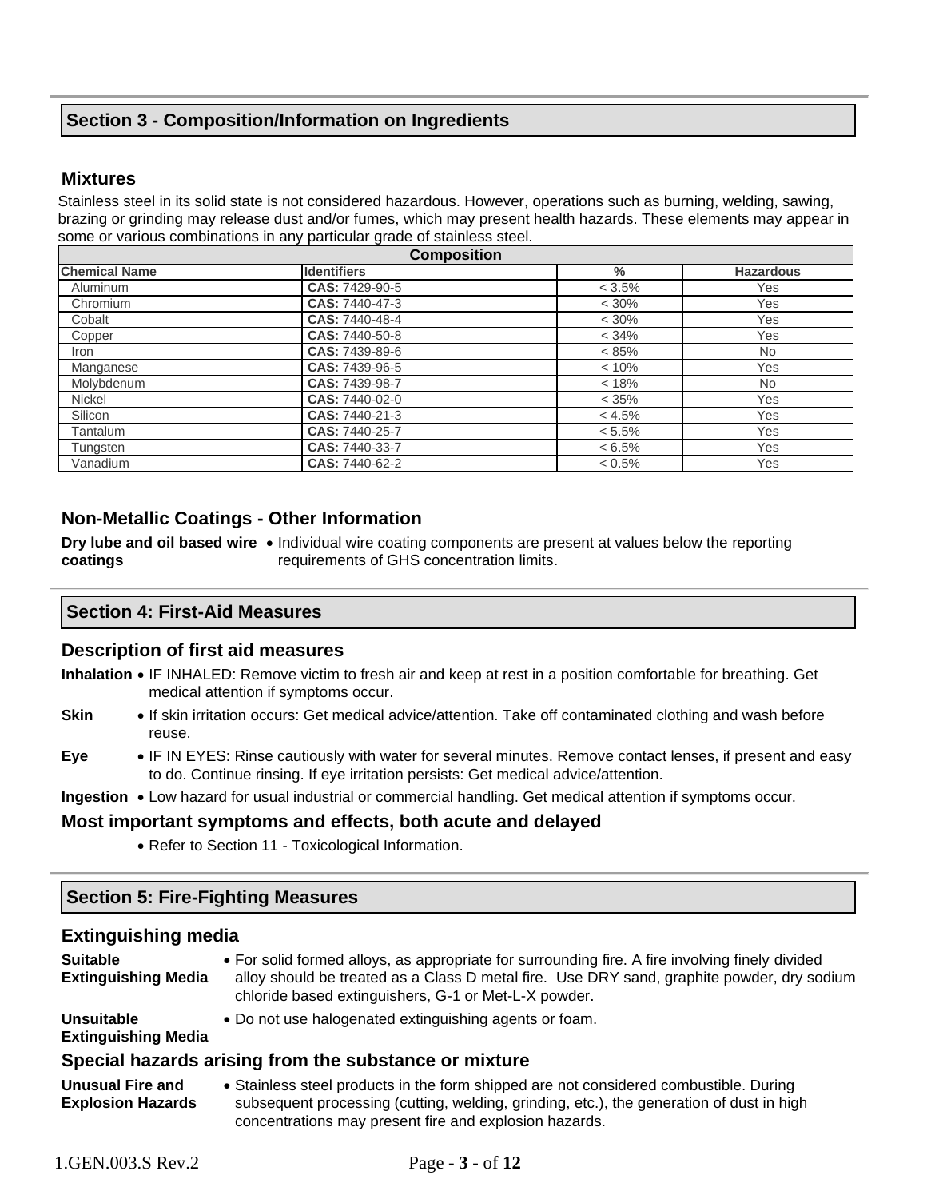## Section 3 - Composition/Information on Ingredients

### Mixtures

Stainless steel in its solid state is not considered hazardous. However, operations such as burning, welding, sawing, brazing or grinding may release dust and/or fumes, which may present health hazards. These elements may appear in some or various combinations in any particular grade of stainless steel.

| Composition | | | |
|---|---|---|---|
| **Chemical Name** | **Identifiers** | **%** | **Hazardous** |
| Aluminum | **CAS:** 7429-90-5 | < 3.5% | Yes |
| Chromium | **CAS:** 7440-47-3 | < 30% | Yes |
| Cobalt | **CAS:** 7440-48-4 | < 30% | Yes |
| Copper | **CAS:** 7440-50-8 | < 34% | Yes |
| Iron | **CAS:** 7439-89-6 | < 85% | No |
| Manganese | **CAS:** 7439-96-5 | < 10% | Yes |
| Molybdenum | **CAS:** 7439-98-7 | < 18% | No |
| Nickel | **CAS:** 7440-02-0 | < 35% | Yes |
| Silicon | **CAS:** 7440-21-3 | < 4.5% | Yes |
| Tantalum | **CAS:** 7440-25-7 | < 5.5% | Yes |
| Tungsten | **CAS:** 7440-33-7 | < 6.5% | Yes |
| Vanadium | **CAS:** 7440-62-2 | < 0.5% | Yes |

### Non-Metallic Coatings - Other Information

**Dry lube and oil based wire coatings**
- Individual wire coating components are present at values below the reporting requirements of GHS concentration limits.

## Section 4: First-Aid Measures

### Description of first aid measures

**Inhalation**
- IF INHALED: Remove victim to fresh air and keep at rest in a position comfortable for breathing. Get medical attention if symptoms occur.

**Skin**
- If skin irritation occurs: Get medical advice/attention. Take off contaminated clothing and wash before reuse.

**Eye**
- IF IN EYES: Rinse cautiously with water for several minutes. Remove contact lenses, if present and easy to do. Continue rinsing. If eye irritation persists: Get medical advice/attention.

**Ingestion**
- Low hazard for usual industrial or commercial handling. Get medical attention if symptoms occur.

### Most important symptoms and effects, both acute and delayed

- Refer to Section 11 - Toxicological Information.

## Section 5: Fire-Fighting Measures

### Extinguishing media

**Suitable Extinguishing Media**
- For solid formed alloys, as appropriate for surrounding fire. A fire involving finely divided alloy should be treated as a Class D metal fire. Use DRY sand, graphite powder, dry sodium chloride based extinguishers, G-1 or Met-L-X powder.

**Unsuitable Extinguishing Media**
- Do not use halogenated extinguishing agents or foam.

### Special hazards arising from the substance or mixture

**Unusual Fire and Explosion Hazards**
- Stainless steel products in the form shipped are not considered combustible. During subsequent processing (cutting, welding, grinding, etc.), the generation of dust in high concentrations may present fire and explosion hazards.

1.GEN.003.S Rev.2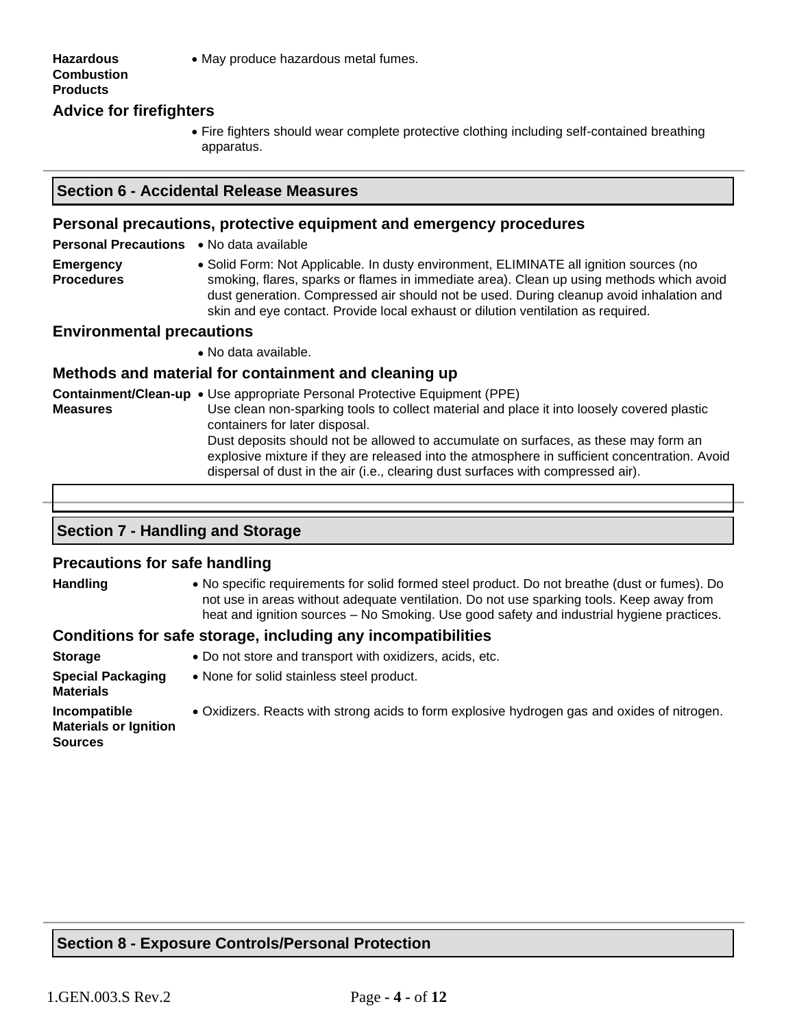**Hazardous Combustion Products**

- May produce hazardous metal fumes.

### Advice for firefighters

- Fire fighters should wear complete protective clothing including self-contained breathing apparatus.

## Section 6 - Accidental Release Measures

### Personal precautions, protective equipment and emergency procedures

**Personal Precautions**

- No data available

**Emergency Procedures**

- Solid Form: Not Applicable. In dusty environment, ELIMINATE all ignition sources (no smoking, flares, sparks or flames in immediate area). Clean up using methods which avoid dust generation. Compressed air should not be used. During cleanup avoid inhalation and skin and eye contact. Provide local exhaust or dilution ventilation as required.

### Environmental precautions

- No data available.

### Methods and material for containment and cleaning up

**Containment/Clean-up Measures**

- Use appropriate Personal Protective Equipment (PPE)
  Use clean non-sparking tools to collect material and place it into loosely covered plastic containers for later disposal.
  Dust deposits should not be allowed to accumulate on surfaces, as these may form an explosive mixture if they are released into the atmosphere in sufficient concentration. Avoid dispersal of dust in the air (i.e., clearing dust surfaces with compressed air).

## Section 7 - Handling and Storage

### Precautions for safe handling

**Handling**

- No specific requirements for solid formed steel product. Do not breathe (dust or fumes). Do not use in areas without adequate ventilation. Do not use sparking tools. Keep away from heat and ignition sources – No Smoking. Use good safety and industrial hygiene practices.

### Conditions for safe storage, including any incompatibilities

**Storage**

- Do not store and transport with oxidizers, acids, etc.

**Special Packaging Materials**

- None for solid stainless steel product.

**Incompatible Materials or Ignition Sources**

- Oxidizers. Reacts with strong acids to form explosive hydrogen gas and oxides of nitrogen.

## Section 8 - Exposure Controls/Personal Protection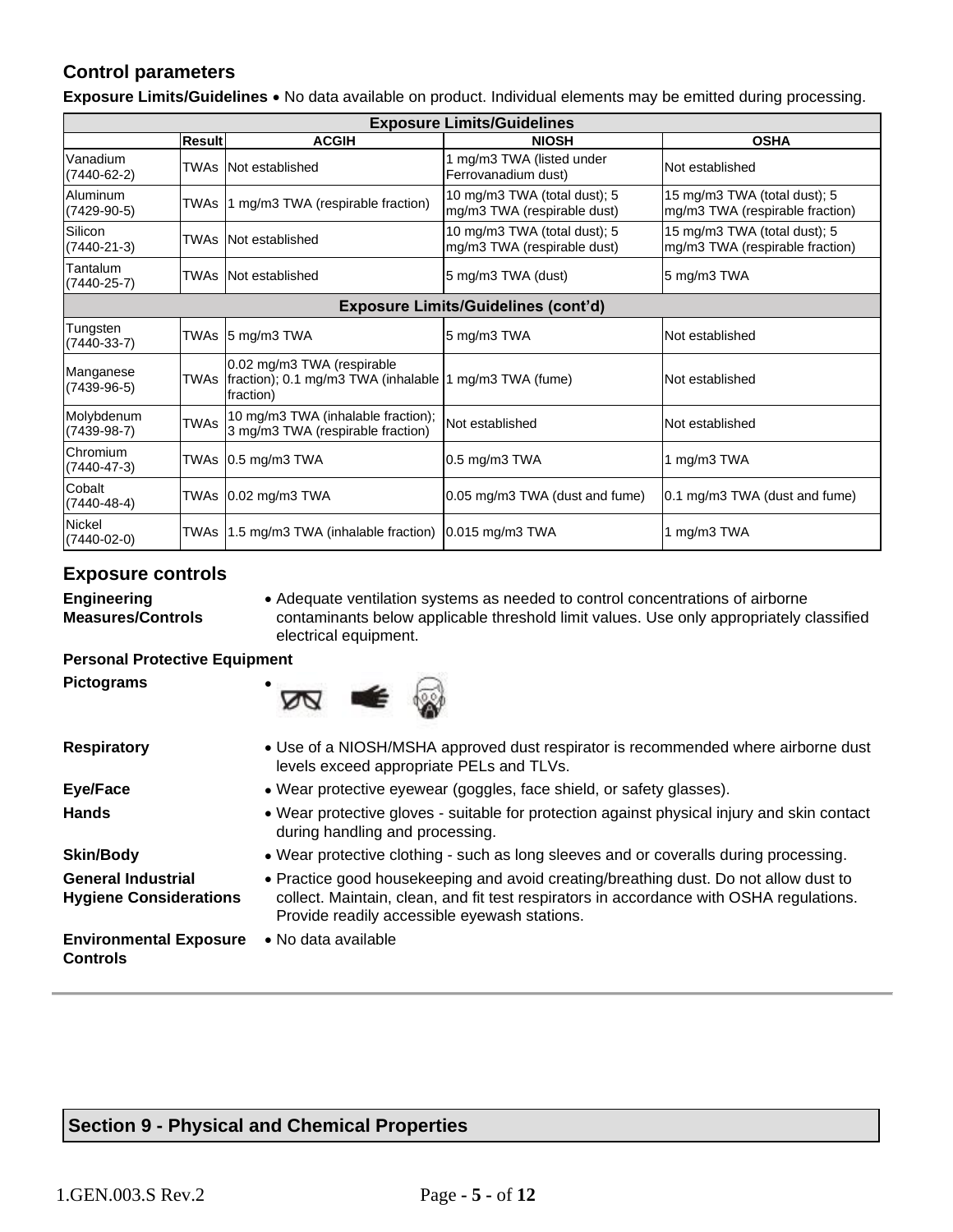## Control parameters

**Exposure Limits/Guidelines** • No data available on product. Individual elements may be emitted during processing.

| Exposure Limits/Guidelines | | | | |
|---|---|---|---|---|
| | **Result** | **ACGIH** | **NIOSH** | **OSHA** |
| Vanadium (7440-62-2) | TWAs | Not established | 1 mg/m3 TWA (listed under Ferrovanadium dust) | Not established |
| Aluminum (7429-90-5) | TWAs | 1 mg/m3 TWA (respirable fraction) | 10 mg/m3 TWA (total dust); 5 mg/m3 TWA (respirable dust) | 15 mg/m3 TWA (total dust); 5 mg/m3 TWA (respirable fraction) |
| Silicon (7440-21-3) | TWAs | Not established | 10 mg/m3 TWA (total dust); 5 mg/m3 TWA (respirable dust) | 15 mg/m3 TWA (total dust); 5 mg/m3 TWA (respirable fraction) |
| Tantalum (7440-25-7) | TWAs | Not established | 5 mg/m3 TWA (dust) | 5 mg/m3 TWA |
| **Exposure Limits/Guidelines (cont'd)** | | | | |
| Tungsten (7440-33-7) | TWAs | 5 mg/m3 TWA | 5 mg/m3 TWA | Not established |
| Manganese (7439-96-5) | TWAs | 0.02 mg/m3 TWA (respirable fraction); 0.1 mg/m3 TWA (inhalable fraction) | 1 mg/m3 TWA (fume) | Not established |
| Molybdenum (7439-98-7) | TWAs | 10 mg/m3 TWA (inhalable fraction); 3 mg/m3 TWA (respirable fraction) | Not established | Not established |
| Chromium (7440-47-3) | TWAs | 0.5 mg/m3 TWA | 0.5 mg/m3 TWA | 1 mg/m3 TWA |
| Cobalt (7440-48-4) | TWAs | 0.02 mg/m3 TWA | 0.05 mg/m3 TWA (dust and fume) | 0.1 mg/m3 TWA (dust and fume) |
| Nickel (7440-02-0) | TWAs | 1.5 mg/m3 TWA (inhalable fraction) | 0.015 mg/m3 TWA | 1 mg/m3 TWA |

## Exposure controls

**Engineering Measures/Controls**
• Adequate ventilation systems as needed to control concentrations of airborne contaminants below applicable threshold limit values. Use only appropriately classified electrical equipment.

**Personal Protective Equipment**

**Pictograms**
•

**Respiratory**
• Use of a NIOSH/MSHA approved dust respirator is recommended where airborne dust levels exceed appropriate PELs and TLVs.

**Eye/Face**
• Wear protective eyewear (goggles, face shield, or safety glasses).

**Hands**
• Wear protective gloves - suitable for protection against physical injury and skin contact during handling and processing.

**Skin/Body**
• Wear protective clothing - such as long sleeves and or coveralls during processing.

**General Industrial Hygiene Considerations**
• Practice good housekeeping and avoid creating/breathing dust. Do not allow dust to collect. Maintain, clean, and fit test respirators in accordance with OSHA regulations. Provide readily accessible eyewash stations.

**Environmental Exposure Controls**
• No data available

## Section 9 - Physical and Chemical Properties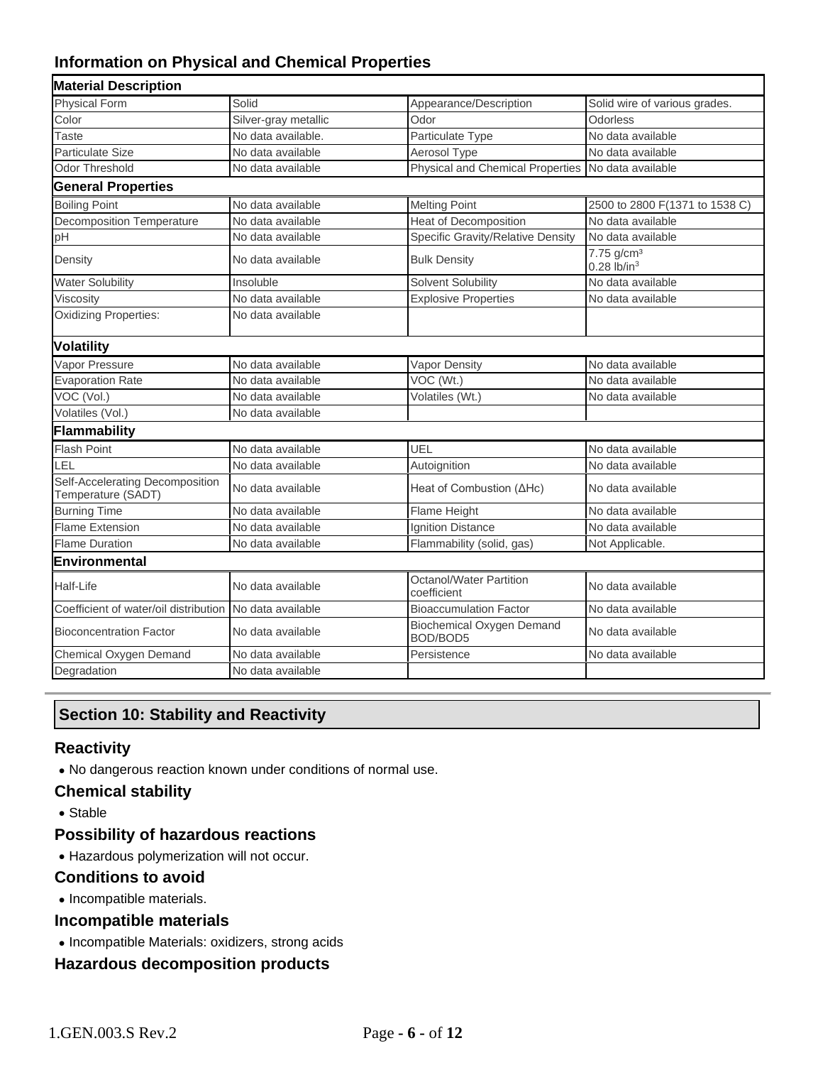## Information on Physical and Chemical Properties

| Material Description | | | |
|---|---|---|---|
| Physical Form | Solid | Appearance/Description | Solid wire of various grades. |
| Color | Silver-gray metallic | Odor | Odorless |
| Taste | No data available. | Particulate Type | No data available |
| Particulate Size | No data available | Aerosol Type | No data available |
| Odor Threshold | No data available | Physical and Chemical Properties | No data available |
| **General Properties** | | | |
| Boiling Point | No data available | Melting Point | 2500 to 2800 F(1371 to 1538 C) |
| Decomposition Temperature | No data available | Heat of Decomposition | No data available |
| pH | No data available | Specific Gravity/Relative Density | No data available |
| Density | No data available | Bulk Density | 7.75 g/cm³ 0.28 lb/in³ |
| Water Solubility | Insoluble | Solvent Solubility | No data available |
| Viscosity | No data available | Explosive Properties | No data available |
| Oxidizing Properties: | No data available | | |
| **Volatility** | | | |
| Vapor Pressure | No data available | Vapor Density | No data available |
| Evaporation Rate | No data available | VOC (Wt.) | No data available |
| VOC (Vol.) | No data available | Volatiles (Wt.) | No data available |
| Volatiles (Vol.) | No data available | | |
| **Flammability** | | | |
| Flash Point | No data available | UEL | No data available |
| LEL | No data available | Autoignition | No data available |
| Self-Accelerating Decomposition Temperature (SADT) | No data available | Heat of Combustion (ΔHc) | No data available |
| Burning Time | No data available | Flame Height | No data available |
| Flame Extension | No data available | Ignition Distance | No data available |
| Flame Duration | No data available | Flammability (solid, gas) | Not Applicable. |
| **Environmental** | | | |
| Half-Life | No data available | Octanol/Water Partition coefficient | No data available |
| Coefficient of water/oil distribution | No data available | Bioaccumulation Factor | No data available |
| Bioconcentration Factor | No data available | Biochemical Oxygen Demand BOD/BOD5 | No data available |
| Chemical Oxygen Demand | No data available | Persistence | No data available |
| Degradation | No data available | | |

## Section 10: Stability and Reactivity

### Reactivity

- No dangerous reaction known under conditions of normal use.

### Chemical stability

- Stable

### Possibility of hazardous reactions

- Hazardous polymerization will not occur.

### Conditions to avoid

- Incompatible materials.

### Incompatible materials

- Incompatible Materials: oxidizers, strong acids

### Hazardous decomposition products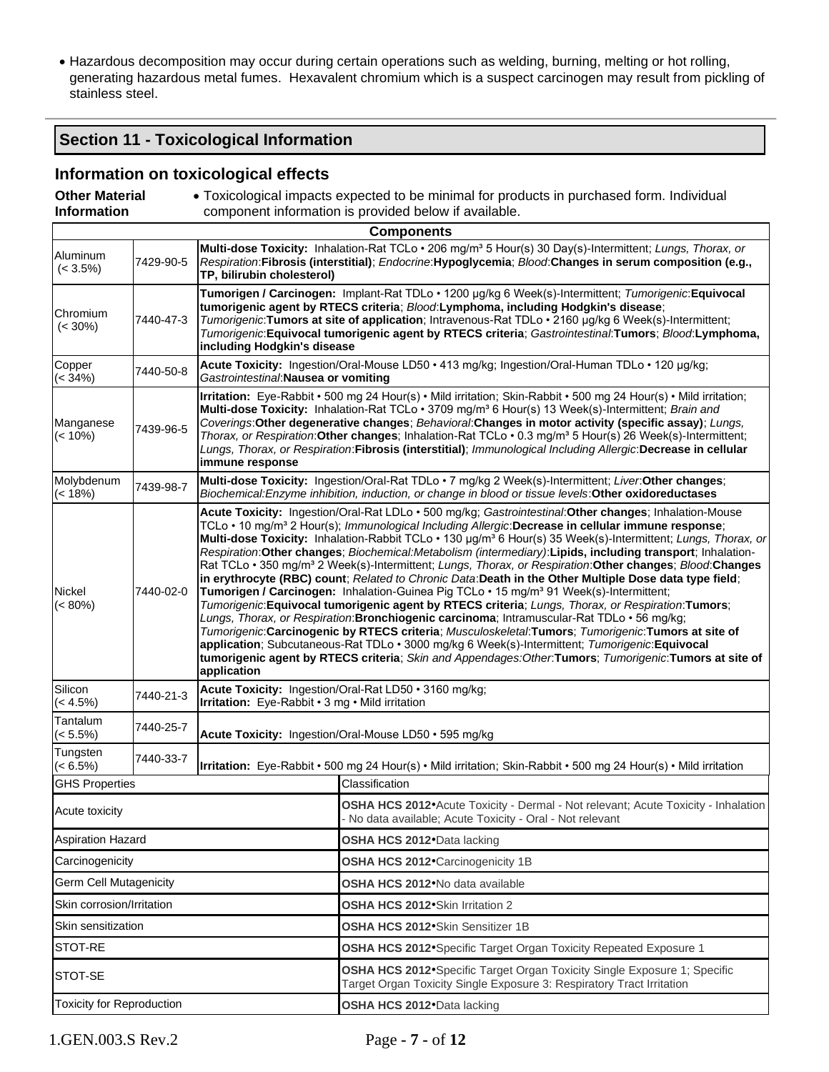- Hazardous decomposition may occur during certain operations such as welding, burning, melting or hot rolling, generating hazardous metal fumes. Hexavalent chromium which is a suspect carcinogen may result from pickling of stainless steel.

## Section 11 - Toxicological Information

### Information on toxicological effects

**Other Material Information**

- Toxicological impacts expected to be minimal for products in purchased form. Individual component information is provided below if available.

| Components | | |
|---|---|---|
| Aluminum (< 3.5%) | 7429-90-5 | **Multi-dose Toxicity:** Inhalation-Rat TCLo • 206 mg/m³ 5 Hour(s) 30 Day(s)-Intermittent; *Lungs, Thorax, or Respiration*:**Fibrosis (interstitial)**; *Endocrine*:**Hypoglycemia**; *Blood*:**Changes in serum composition (e.g., TP, bilirubin cholesterol)** |
| Chromium (< 30%) | 7440-47-3 | **Tumorigen / Carcinogen:** Implant-Rat TDLo • 1200 µg/kg 6 Week(s)-Intermittent; *Tumorigenic*:**Equivocal tumorigenic agent by RTECS criteria**; *Blood*:**Lymphoma, including Hodgkin's disease**; *Tumorigenic*:**Tumors at site of application**; Intravenous-Rat TDLo • 2160 µg/kg 6 Week(s)-Intermittent; *Tumorigenic*:**Equivocal tumorigenic agent by RTECS criteria**; *Gastrointestinal*:**Tumors**; *Blood*:**Lymphoma, including Hodgkin's disease** |
| Copper (< 34%) | 7440-50-8 | **Acute Toxicity:** Ingestion/Oral-Mouse LD50 • 413 mg/kg; Ingestion/Oral-Human TDLo • 120 µg/kg; *Gastrointestinal*:**Nausea or vomiting** |
| Manganese (< 10%) | 7439-96-5 | **Irritation:** Eye-Rabbit • 500 mg 24 Hour(s) • Mild irritation; Skin-Rabbit • 500 mg 24 Hour(s) • Mild irritation; **Multi-dose Toxicity:** Inhalation-Rat TCLo • 3709 mg/m³ 6 Hour(s) 13 Week(s)-Intermittent; *Brain and Coverings*:**Other degenerative changes**; *Behavioral*:**Changes in motor activity (specific assay)**; *Lungs, Thorax, or Respiration*:**Other changes**; Inhalation-Rat TCLo • 0.3 mg/m³ 5 Hour(s) 26 Week(s)-Intermittent; *Lungs, Thorax, or Respiration*:**Fibrosis (interstitial)**; *Immunological Including Allergic*:**Decrease in cellular immune response** |
| Molybdenum (< 18%) | 7439-98-7 | **Multi-dose Toxicity:** Ingestion/Oral-Rat TDLo • 7 mg/kg 2 Week(s)-Intermittent; *Liver*:**Other changes**; *Biochemical:Enzyme inhibition, induction, or change in blood or tissue levels*:**Other oxidoreductases** |
| Nickel (< 80%) | 7440-02-0 | **Acute Toxicity:** Ingestion/Oral-Rat LDLo • 500 mg/kg; *Gastrointestinal*:**Other changes**; Inhalation-Mouse TCLo • 10 mg/m³ 2 Hour(s); *Immunological Including Allergic*:**Decrease in cellular immune response**; **Multi-dose Toxicity:** Inhalation-Rabbit TCLo • 130 µg/m³ 6 Hour(s) 35 Week(s)-Intermittent; *Lungs, Thorax, or Respiration*:**Other changes**; *Biochemical:Metabolism (intermediary)*:**Lipids, including transport**; Inhalation-Rat TCLo • 350 mg/m³ 2 Week(s)-Intermittent; *Lungs, Thorax, or Respiration*:**Other changes**; *Blood*:**Changes in erythrocyte (RBC) count**; *Related to Chronic Data*:**Death in the Other Multiple Dose data type field**; **Tumorigen / Carcinogen:** Inhalation-Guinea Pig TCLo • 15 mg/m³ 91 Week(s)-Intermittent; *Tumorigenic*:**Equivocal tumorigenic agent by RTECS criteria**; *Lungs, Thorax, or Respiration*:**Tumors**; *Lungs, Thorax, or Respiration*:**Bronchiogenic carcinoma**; Intramuscular-Rat TDLo • 56 mg/kg; *Tumorigenic*:**Carcinogenic by RTECS criteria**; *Musculoskeletal*:**Tumors**; *Tumorigenic*:**Tumors at site of application**; Subcutaneous-Rat TDLo • 3000 mg/kg 6 Week(s)-Intermittent; *Tumorigenic*:**Equivocal tumorigenic agent by RTECS criteria**; *Skin and Appendages:Other*:**Tumors**; *Tumorigenic*:**Tumors at site of application** |
| Silicon (< 4.5%) | 7440-21-3 | **Acute Toxicity:** Ingestion/Oral-Rat LD50 • 3160 mg/kg; **Irritation:** Eye-Rabbit • 3 mg • Mild irritation |
| Tantalum (< 5.5%) | 7440-25-7 | **Acute Toxicity:** Ingestion/Oral-Mouse LD50 • 595 mg/kg |
| Tungsten (< 6.5%) | 7440-33-7 | **Irritation:** Eye-Rabbit • 500 mg 24 Hour(s) • Mild irritation; Skin-Rabbit • 500 mg 24 Hour(s) • Mild irritation |

| GHS Properties | Classification |
|---|---|
| Acute toxicity | **OSHA HCS 2012**•Acute Toxicity - Dermal - Not relevant; Acute Toxicity - Inhalation - No data available; Acute Toxicity - Oral - Not relevant |
| Aspiration Hazard | **OSHA HCS 2012**•Data lacking |
| Carcinogenicity | **OSHA HCS 2012**•Carcinogenicity 1B |
| Germ Cell Mutagenicity | **OSHA HCS 2012**•No data available |
| Skin corrosion/Irritation | **OSHA HCS 2012**•Skin Irritation 2 |
| Skin sensitization | **OSHA HCS 2012**•Skin Sensitizer 1B |
| STOT-RE | **OSHA HCS 2012**•Specific Target Organ Toxicity Repeated Exposure 1 |
| STOT-SE | **OSHA HCS 2012**•Specific Target Organ Toxicity Single Exposure 1; Specific Target Organ Toxicity Single Exposure 3: Respiratory Tract Irritation |
| Toxicity for Reproduction | **OSHA HCS 2012**•Data lacking |

1.GEN.003.S Rev.2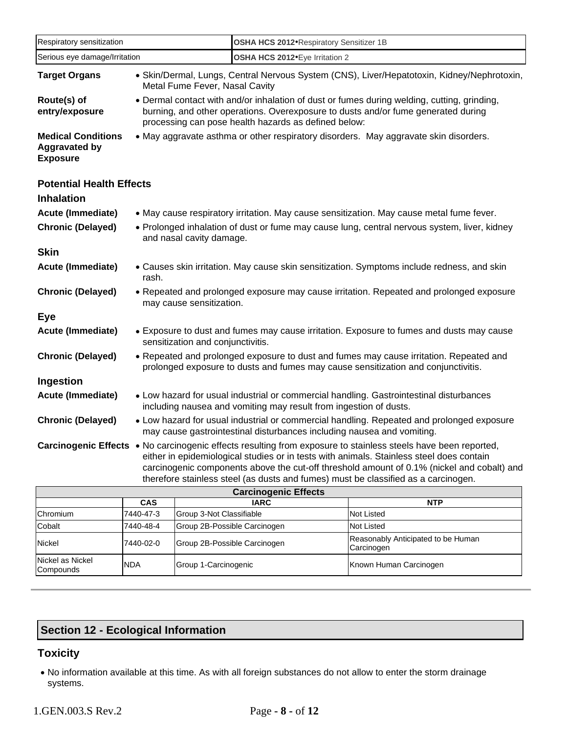| Respiratory sensitization | **OSHA HCS 2012**•Respiratory Sensitizer 1B |
|---|---|
| Serious eye damage/Irritation | **OSHA HCS 2012**•Eye Irritation 2 |

**Target Organs**
- Skin/Dermal, Lungs, Central Nervous System (CNS), Liver/Hepatotoxin, Kidney/Nephrotoxin, Metal Fume Fever, Nasal Cavity

**Route(s) of entry/exposure**
- Dermal contact with and/or inhalation of dust or fumes during welding, cutting, grinding, burning, and other operations. Overexposure to dusts and/or fume generated during processing can pose health hazards as defined below:

**Medical Conditions Aggravated by Exposure**
- May aggravate asthma or other respiratory disorders. May aggravate skin disorders.

### Potential Health Effects

#### Inhalation

**Acute (Immediate)**
- May cause respiratory irritation. May cause sensitization. May cause metal fume fever.

**Chronic (Delayed)**
- Prolonged inhalation of dust or fume may cause lung, central nervous system, liver, kidney and nasal cavity damage.

#### Skin

**Acute (Immediate)**
- Causes skin irritation. May cause skin sensitization. Symptoms include redness, and skin rash.

**Chronic (Delayed)**
- Repeated and prolonged exposure may cause irritation. Repeated and prolonged exposure may cause sensitization.

#### Eye

**Acute (Immediate)**
- Exposure to dust and fumes may cause irritation. Exposure to fumes and dusts may cause sensitization and conjunctivitis.

**Chronic (Delayed)**
- Repeated and prolonged exposure to dust and fumes may cause irritation. Repeated and prolonged exposure to dusts and fumes may cause sensitization and conjunctivitis.

#### Ingestion

**Acute (Immediate)**
- Low hazard for usual industrial or commercial handling. Gastrointestinal disturbances including nausea and vomiting may result from ingestion of dusts.

**Chronic (Delayed)**
- Low hazard for usual industrial or commercial handling. Repeated and prolonged exposure may cause gastrointestinal disturbances including nausea and vomiting.

**Carcinogenic Effects**
- No carcinogenic effects resulting from exposure to stainless steels have been reported, either in epidemiological studies or in tests with animals. Stainless steel does contain carcinogenic components above the cut-off threshold amount of 0.1% (nickel and cobalt) and therefore stainless steel (as dusts and fumes) must be classified as a carcinogen.

| Carcinogenic Effects | | | |
|---|---|---|---|
| | **CAS** | **IARC** | **NTP** |
| Chromium | 7440-47-3 | Group 3-Not Classifiable | Not Listed |
| Cobalt | 7440-48-4 | Group 2B-Possible Carcinogen | Not Listed |
| Nickel | 7440-02-0 | Group 2B-Possible Carcinogen | Reasonably Anticipated to be Human Carcinogen |
| Nickel as Nickel Compounds | NDA | Group 1-Carcinogenic | Known Human Carcinogen |

## Section 12 - Ecological Information

### Toxicity

- No information available at this time. As with all foreign substances do not allow to enter the storm drainage systems.

1.GEN.003.S Rev.2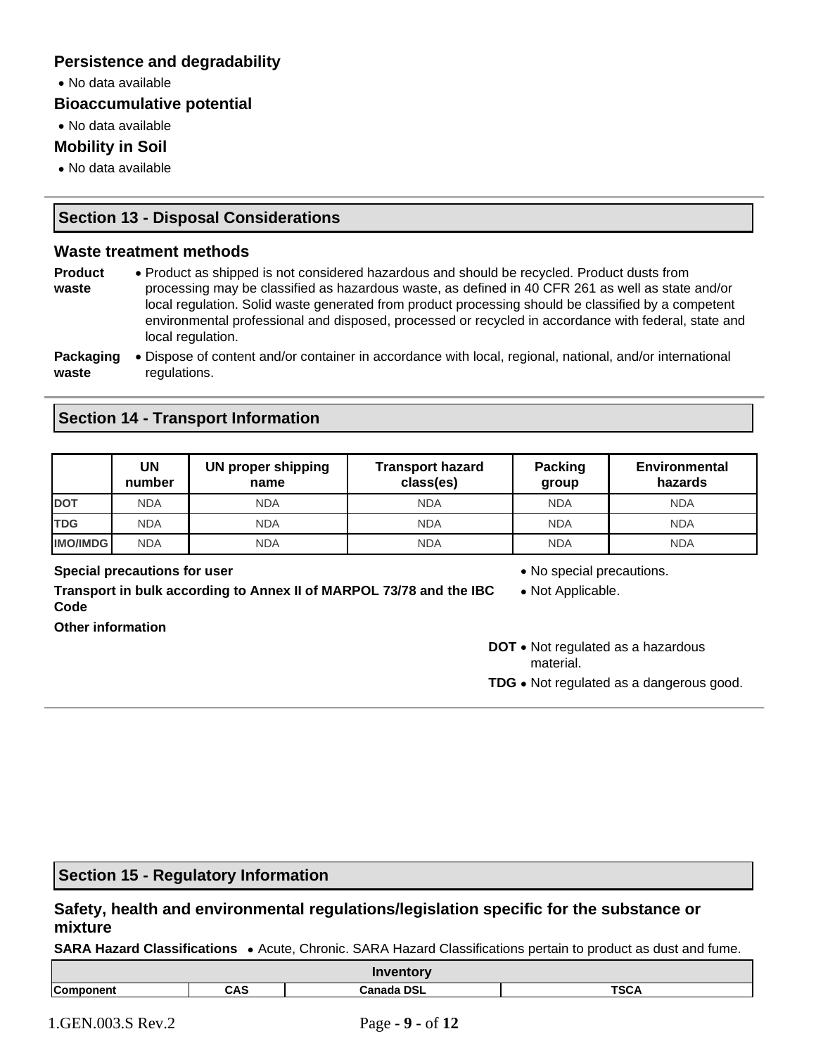### Persistence and degradability

- No data available

### Bioaccumulative potential

- No data available

### Mobility in Soil

- No data available

## Section 13 - Disposal Considerations

### Waste treatment methods

**Product waste**
- Product as shipped is not considered hazardous and should be recycled. Product dusts from processing may be classified as hazardous waste, as defined in 40 CFR 261 as well as state and/or local regulation. Solid waste generated from product processing should be classified by a competent environmental professional and disposed, processed or recycled in accordance with federal, state and local regulation.

**Packaging waste**
- Dispose of content and/or container in accordance with local, regional, national, and/or international regulations.

## Section 14 - Transport Information

| | UN number | UN proper shipping name | Transport hazard class(es) | Packing group | Environmental hazards |
|---|---|---|---|---|---|
| DOT | NDA | NDA | NDA | NDA | NDA |
| TDG | NDA | NDA | NDA | NDA | NDA |
| IMO/IMDG | NDA | NDA | NDA | NDA | NDA |

**Special precautions for user**
- No special precautions.

**Transport in bulk according to Annex II of MARPOL 73/78 and the IBC Code**
- Not Applicable.

**Other information**

**DOT**
- Not regulated as a hazardous material.

**TDG**
- Not regulated as a dangerous good.

## Section 15 - Regulatory Information

### Safety, health and environmental regulations/legislation specific for the substance or mixture

**SARA Hazard Classifications**
- Acute, Chronic. SARA Hazard Classifications pertain to product as dust and fume.

| Inventory | | | |
|---|---|---|---|
| Component | CAS | Canada DSL | TSCA |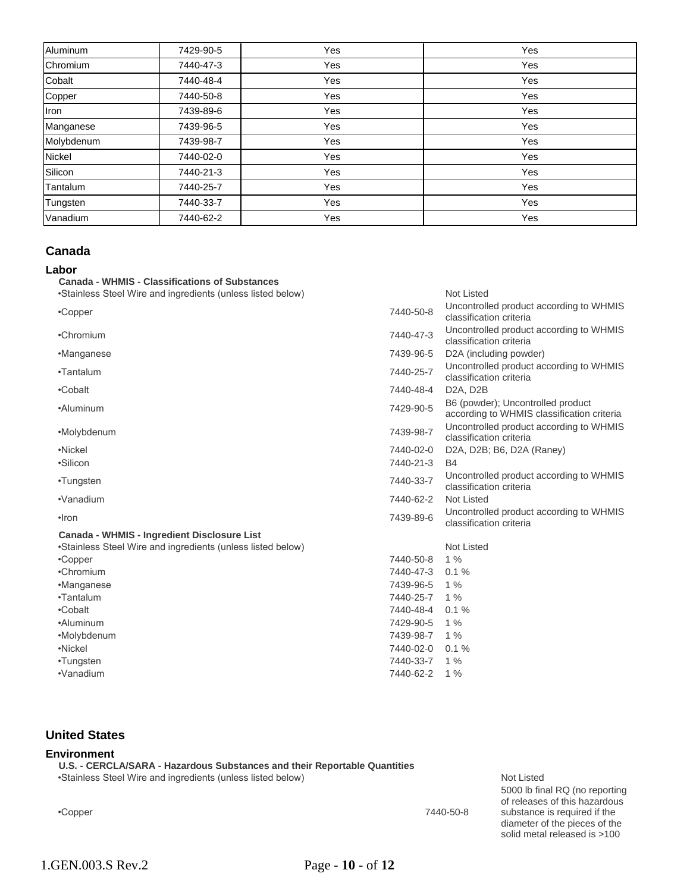| | | | |
|---|---|---|---|
| Aluminum | 7429-90-5 | Yes | Yes |
| Chromium | 7440-47-3 | Yes | Yes |
| Cobalt | 7440-48-4 | Yes | Yes |
| Copper | 7440-50-8 | Yes | Yes |
| Iron | 7439-89-6 | Yes | Yes |
| Manganese | 7439-96-5 | Yes | Yes |
| Molybdenum | 7439-98-7 | Yes | Yes |
| Nickel | 7440-02-0 | Yes | Yes |
| Silicon | 7440-21-3 | Yes | Yes |
| Tantalum | 7440-25-7 | Yes | Yes |
| Tungsten | 7440-33-7 | Yes | Yes |
| Vanadium | 7440-62-2 | Yes | Yes |

## Canada

### Labor

**Canada - WHMIS - Classifications of Substances**

| | | |
|---|---|---|
| •Stainless Steel Wire and ingredients (unless listed below) | | Not Listed |
| •Copper | 7440-50-8 | Uncontrolled product according to WHMIS classification criteria |
| •Chromium | 7440-47-3 | Uncontrolled product according to WHMIS classification criteria |
| •Manganese | 7439-96-5 | D2A (including powder) |
| •Tantalum | 7440-25-7 | Uncontrolled product according to WHMIS classification criteria |
| •Cobalt | 7440-48-4 | D2A, D2B |
| •Aluminum | 7429-90-5 | B6 (powder); Uncontrolled product according to WHMIS classification criteria |
| •Molybdenum | 7439-98-7 | Uncontrolled product according to WHMIS classification criteria |
| •Nickel | 7440-02-0 | D2A, D2B; B6, D2A (Raney) |
| •Silicon | 7440-21-3 | B4 |
| •Tungsten | 7440-33-7 | Uncontrolled product according to WHMIS classification criteria |
| •Vanadium | 7440-62-2 | Not Listed |
| •Iron | 7439-89-6 | Uncontrolled product according to WHMIS classification criteria |

**Canada - WHMIS - Ingredient Disclosure List**

| | | |
|---|---|---|
| •Stainless Steel Wire and ingredients (unless listed below) | | Not Listed |
| •Copper | 7440-50-8 | 1 % |
| •Chromium | 7440-47-3 | 0.1 % |
| •Manganese | 7439-96-5 | 1 % |
| •Tantalum | 7440-25-7 | 1 % |
| •Cobalt | 7440-48-4 | 0.1 % |
| •Aluminum | 7429-90-5 | 1 % |
| •Molybdenum | 7439-98-7 | 1 % |
| •Nickel | 7440-02-0 | 0.1 % |
| •Tungsten | 7440-33-7 | 1 % |
| •Vanadium | 7440-62-2 | 1 % |

## United States

### Environment

**U.S. - CERCLA/SARA - Hazardous Substances and their Reportable Quantities**

| | | |
|---|---|---|
| •Stainless Steel Wire and ingredients (unless listed below) | | Not Listed |
| •Copper | 7440-50-8 | 5000 lb final RQ (no reporting of releases of this hazardous substance is required if the diameter of the pieces of the solid metal released is >100 |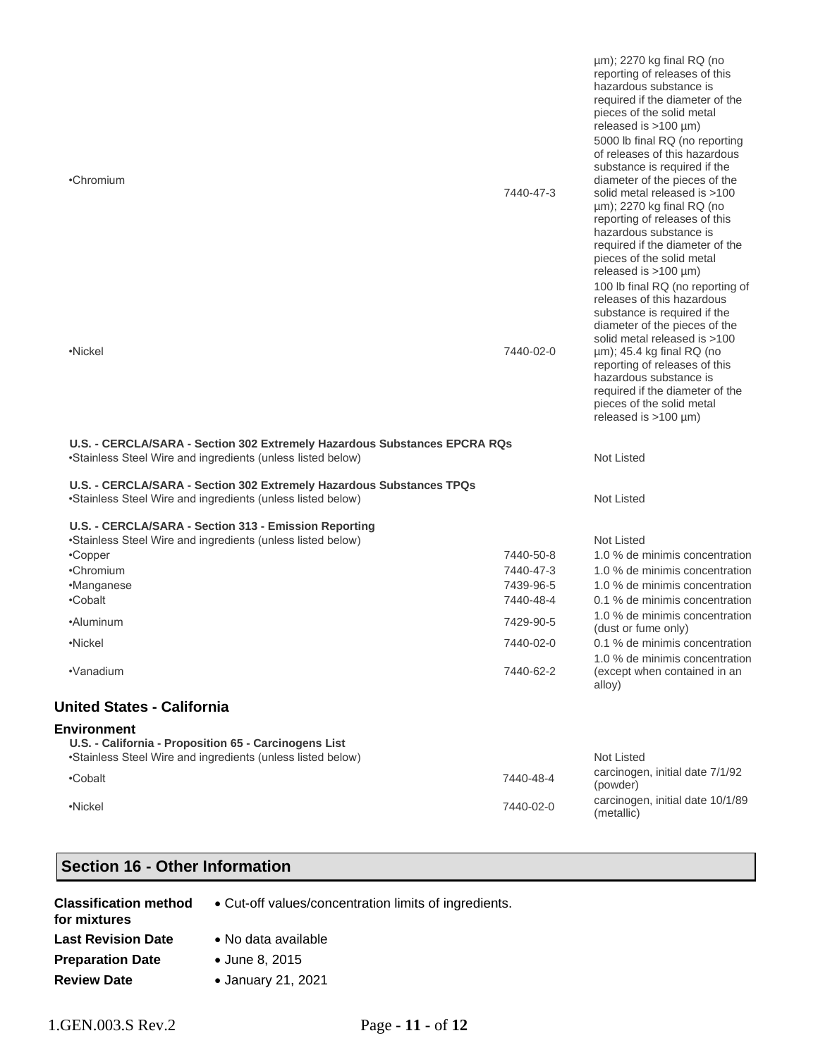| | | |
|---|---|---|
| | | µm); 2270 kg final RQ (no reporting of releases of this hazardous substance is required if the diameter of the pieces of the solid metal released is >100 µm) |
| •Chromium | 7440-47-3 | 5000 lb final RQ (no reporting of releases of this hazardous substance is required if the diameter of the pieces of the solid metal released is >100 µm); 2270 kg final RQ (no reporting of releases of this hazardous substance is required if the diameter of the pieces of the solid metal released is >100 µm) |
| •Nickel | 7440-02-0 | 100 lb final RQ (no reporting of releases of this hazardous substance is required if the diameter of the pieces of the solid metal released is >100 µm); 45.4 kg final RQ (no reporting of releases of this hazardous substance is required if the diameter of the pieces of the solid metal released is >100 µm) |

**U.S. - CERCLA/SARA - Section 302 Extremely Hazardous Substances EPCRA RQs**

| | | |
|---|---|---|
| •Stainless Steel Wire and ingredients (unless listed below) | | Not Listed |

**U.S. - CERCLA/SARA - Section 302 Extremely Hazardous Substances TPQs**

| | | |
|---|---|---|
| •Stainless Steel Wire and ingredients (unless listed below) | | Not Listed |

**U.S. - CERCLA/SARA - Section 313 - Emission Reporting**

| | | |
|---|---|---|
| •Stainless Steel Wire and ingredients (unless listed below) | | Not Listed |
| •Copper | 7440-50-8 | 1.0 % de minimis concentration |
| •Chromium | 7440-47-3 | 1.0 % de minimis concentration |
| •Manganese | 7439-96-5 | 1.0 % de minimis concentration |
| •Cobalt | 7440-48-4 | 0.1 % de minimis concentration |
| •Aluminum | 7429-90-5 | 1.0 % de minimis concentration (dust or fume only) |
| •Nickel | 7440-02-0 | 0.1 % de minimis concentration |
| •Vanadium | 7440-62-2 | 1.0 % de minimis concentration (except when contained in an alloy) |

### United States - California

**Environment**

**U.S. - California - Proposition 65 - Carcinogens List**

| | | |
|---|---|---|
| •Stainless Steel Wire and ingredients (unless listed below) | | Not Listed |
| •Cobalt | 7440-48-4 | carcinogen, initial date 7/1/92 (powder) |
| •Nickel | 7440-02-0 | carcinogen, initial date 10/1/89 (metallic) |

## Section 16 - Other Information

| | |
|---|---|
| **Classification method for mixtures** | • Cut-off values/concentration limits of ingredients. |
| **Last Revision Date** | • No data available |
| **Preparation Date** | • June 8, 2015 |
| **Review Date** | • January 21, 2021 |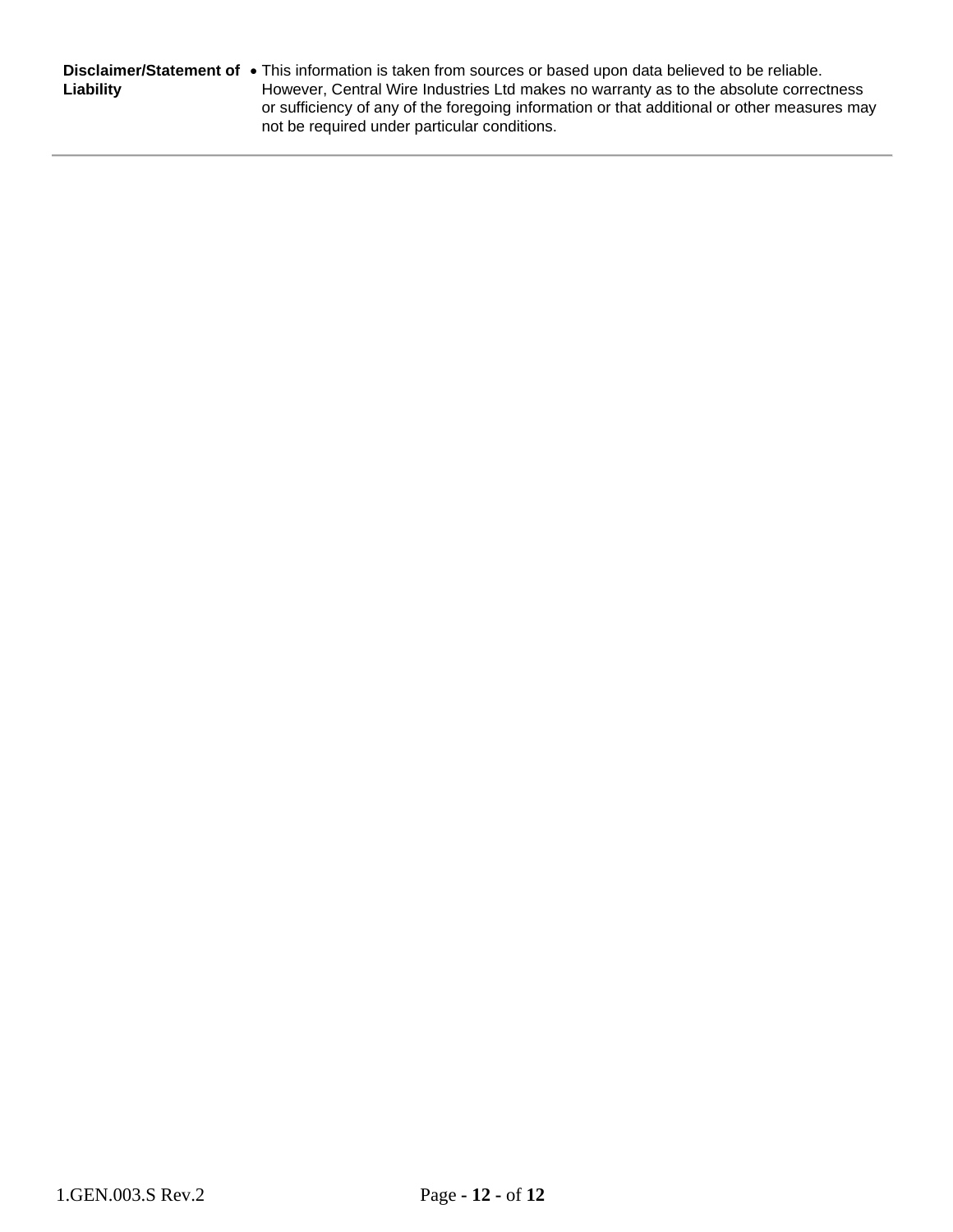| | |
|---|---|
| **Disclaimer/Statement of Liability** | • This information is taken from sources or based upon data believed to be reliable. However, Central Wire Industries Ltd makes no warranty as to the absolute correctness or sufficiency of any of the foregoing information or that additional or other measures may not be required under particular conditions. |